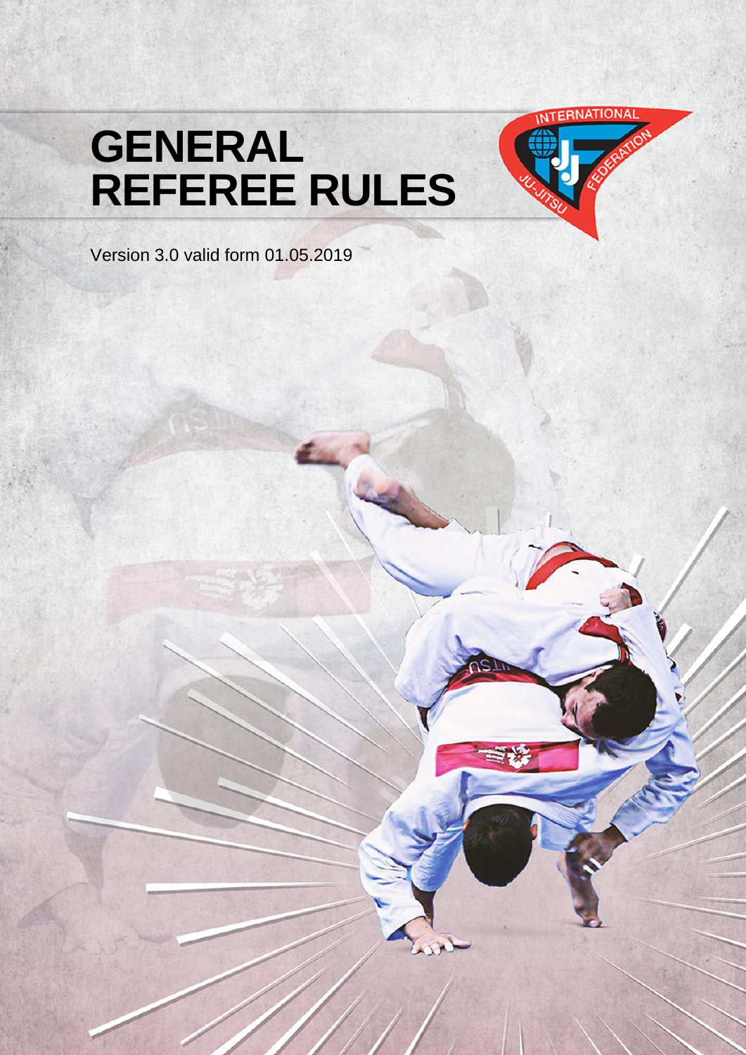# GENERAL REFEREE RULES

Version 3.0 valid form 01.05.2019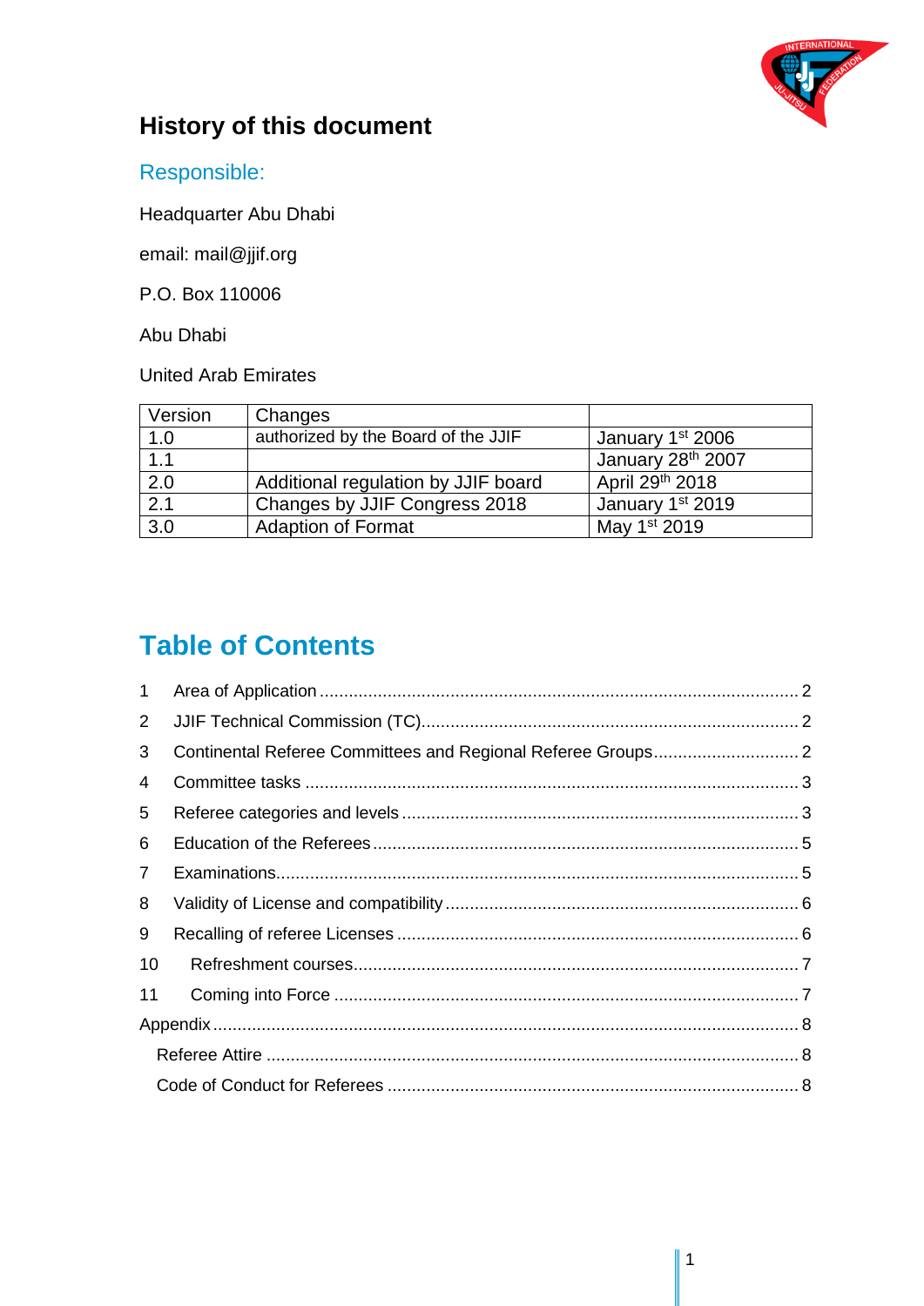## History of this document

### Responsible:

Headquarter Abu Dhabi

email: mail@jjif.org

P.O. Box 110006

Abu Dhabi

United Arab Emirates

| Version | Changes | |
|---|---|---|
| 1.0 | authorized by the Board of the JJIF | January 1st 2006 |
| 1.1 | | January 28th 2007 |
| 2.0 | Additional regulation by JJIF board | April 29th 2018 |
| 2.1 | Changes by JJIF Congress 2018 | January 1st 2019 |
| 3.0 | Adaption of Format | May 1st 2019 |

# Table of Contents

1 Area of Application .......... 2
2 JJIF Technical Commission (TC) .......... 2
3 Continental Referee Committees and Regional Referee Groups .......... 2
4 Committee tasks .......... 3
5 Referee categories and levels .......... 3
6 Education of the Referees .......... 5
7 Examinations .......... 5
8 Validity of License and compatibility .......... 6
9 Recalling of referee Licenses .......... 6
10 Refreshment courses .......... 7
11 Coming into Force .......... 7
Appendix .......... 8
  Referee Attire .......... 8
  Code of Conduct for Referees .......... 8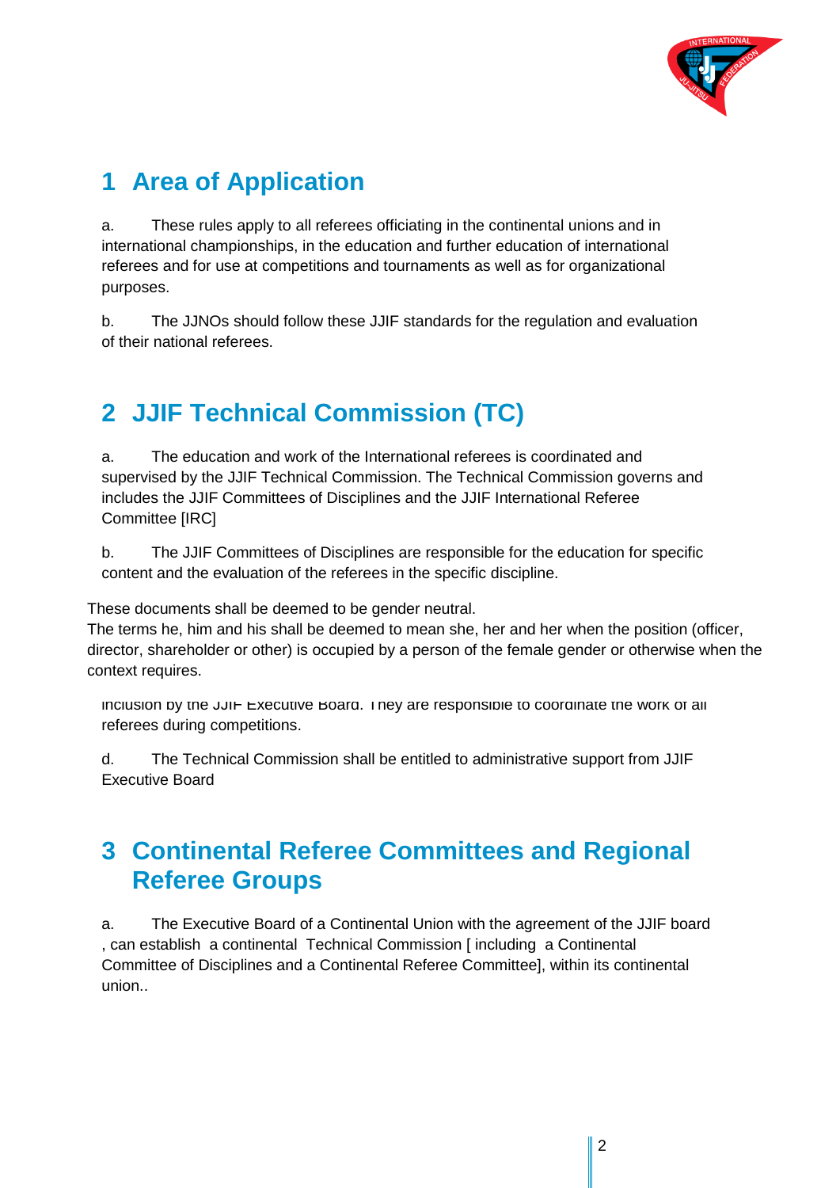# 1 Area of Application

a. These rules apply to all referees officiating in the continental unions and in international championships, in the education and further education of international referees and for use at competitions and tournaments as well as for organizational purposes.

b. The JJNOs should follow these JJIF standards for the regulation and evaluation of their national referees.

# 2 JJIF Technical Commission (TC)

a. The education and work of the International referees is coordinated and supervised by the JJIF Technical Commission. The Technical Commission governs and includes the JJIF Committees of Disciplines and the JJIF International Referee Committee [IRC]

b. The JJIF Committees of Disciplines are responsible for the education for specific content and the evaluation of the referees in the specific discipline.

These documents shall be deemed to be gender neutral.
The terms he, him and his shall be deemed to mean she, her and her when the position (officer, director, shareholder or other) is occupied by a person of the female gender or otherwise when the context requires.

inclusion by the JJIF Executive Board. They are responsible to coordinate the work of all referees during competitions.

d. The Technical Commission shall be entitled to administrative support from JJIF Executive Board

# 3 Continental Referee Committees and Regional Referee Groups

a. The Executive Board of a Continental Union with the agreement of the JJIF board , can establish a continental Technical Commission [ including a Continental Committee of Disciplines and a Continental Referee Committee], within its continental union..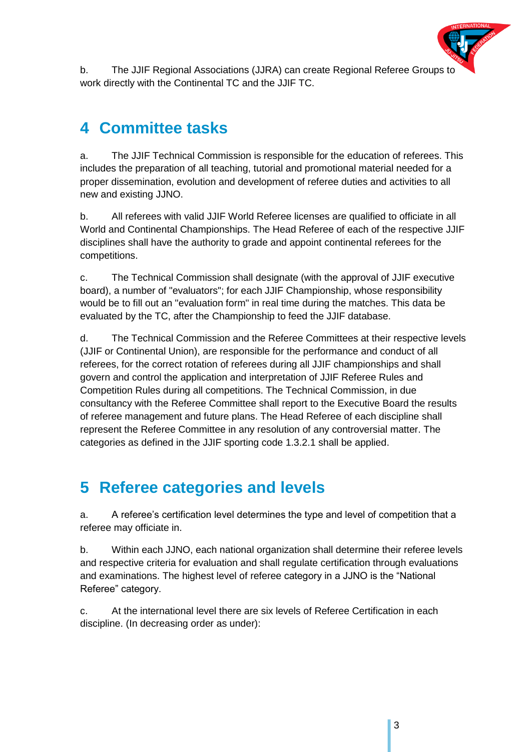b. The JJIF Regional Associations (JJRA) can create Regional Referee Groups to work directly with the Continental TC and the JJIF TC.

## 4 Committee tasks

a. The JJIF Technical Commission is responsible for the education of referees. This includes the preparation of all teaching, tutorial and promotional material needed for a proper dissemination, evolution and development of referee duties and activities to all new and existing JJNO.

b. All referees with valid JJIF World Referee licenses are qualified to officiate in all World and Continental Championships. The Head Referee of each of the respective JJIF disciplines shall have the authority to grade and appoint continental referees for the competitions.

c. The Technical Commission shall designate (with the approval of JJIF executive board), a number of "evaluators"; for each JJIF Championship, whose responsibility would be to fill out an "evaluation form" in real time during the matches. This data be evaluated by the TC, after the Championship to feed the JJIF database.

d. The Technical Commission and the Referee Committees at their respective levels (JJIF or Continental Union), are responsible for the performance and conduct of all referees, for the correct rotation of referees during all JJIF championships and shall govern and control the application and interpretation of JJIF Referee Rules and Competition Rules during all competitions. The Technical Commission, in due consultancy with the Referee Committee shall report to the Executive Board the results of referee management and future plans. The Head Referee of each discipline shall represent the Referee Committee in any resolution of any controversial matter. The categories as defined in the JJIF sporting code 1.3.2.1 shall be applied.

## 5 Referee categories and levels

a. A referee's certification level determines the type and level of competition that a referee may officiate in.

b. Within each JJNO, each national organization shall determine their referee levels and respective criteria for evaluation and shall regulate certification through evaluations and examinations. The highest level of referee category in a JJNO is the "National Referee" category.

c. At the international level there are six levels of Referee Certification in each discipline. (In decreasing order as under):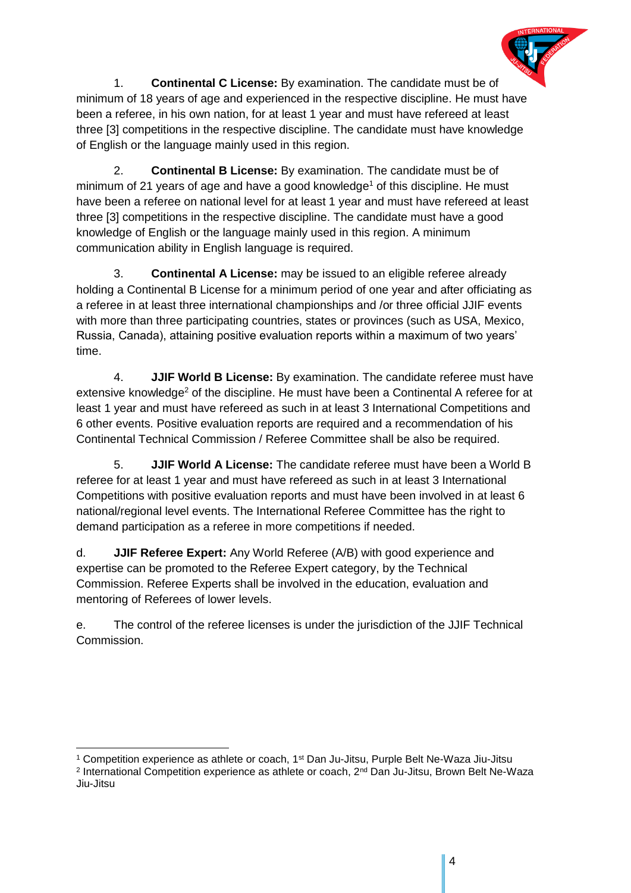1. **Continental C License:** By examination. The candidate must be of minimum of 18 years of age and experienced in the respective discipline. He must have been a referee, in his own nation, for at least 1 year and must have refereed at least three [3] competitions in the respective discipline. The candidate must have knowledge of English or the language mainly used in this region.

2. **Continental B License:** By examination. The candidate must be of minimum of 21 years of age and have a good knowledge[1] of this discipline. He must have been a referee on national level for at least 1 year and must have refereed at least three [3] competitions in the respective discipline. The candidate must have a good knowledge of English or the language mainly used in this region. A minimum communication ability in English language is required.

3. **Continental A License:** may be issued to an eligible referee already holding a Continental B License for a minimum period of one year and after officiating as a referee in at least three international championships and /or three official JJIF events with more than three participating countries, states or provinces (such as USA, Mexico, Russia, Canada), attaining positive evaluation reports within a maximum of two years' time.

4. **JJIF World B License:** By examination. The candidate referee must have extensive knowledge[2] of the discipline. He must have been a Continental A referee for at least 1 year and must have refereed as such in at least 3 International Competitions and 6 other events. Positive evaluation reports are required and a recommendation of his Continental Technical Commission / Referee Committee shall be also be required.

5. **JJIF World A License:** The candidate referee must have been a World B referee for at least 1 year and must have refereed as such in at least 3 International Competitions with positive evaluation reports and must have been involved in at least 6 national/regional level events. The International Referee Committee has the right to demand participation as a referee in more competitions if needed.

d. **JJIF Referee Expert:** Any World Referee (A/B) with good experience and expertise can be promoted to the Referee Expert category, by the Technical Commission. Referee Experts shall be involved in the education, evaluation and mentoring of Referees of lower levels.

e. The control of the referee licenses is under the jurisdiction of the JJIF Technical Commission.

---

[1] Competition experience as athlete or coach, 1st Dan Ju-Jitsu, Purple Belt Ne-Waza Jiu-Jitsu

[2] International Competition experience as athlete or coach, 2nd Dan Ju-Jitsu, Brown Belt Ne-Waza Jiu-Jitsu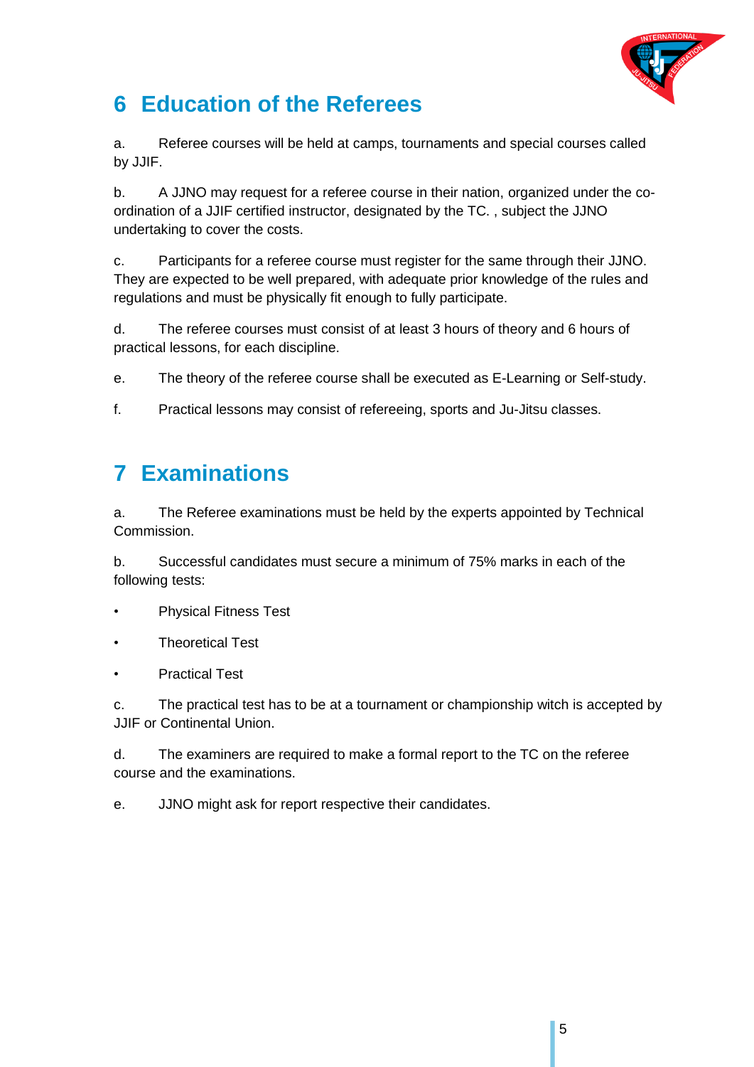# 6 Education of the Referees

a. Referee courses will be held at camps, tournaments and special courses called by JJIF.

b. A JJNO may request for a referee course in their nation, organized under the co-ordination of a JJIF certified instructor, designated by the TC. , subject the JJNO undertaking to cover the costs.

c. Participants for a referee course must register for the same through their JJNO. They are expected to be well prepared, with adequate prior knowledge of the rules and regulations and must be physically fit enough to fully participate.

d. The referee courses must consist of at least 3 hours of theory and 6 hours of practical lessons, for each discipline.

e. The theory of the referee course shall be executed as E-Learning or Self-study.

f. Practical lessons may consist of refereeing, sports and Ju-Jitsu classes.

# 7 Examinations

a. The Referee examinations must be held by the experts appointed by Technical Commission.

b. Successful candidates must secure a minimum of 75% marks in each of the following tests:

- Physical Fitness Test
- Theoretical Test
- Practical Test

c. The practical test has to be at a tournament or championship witch is accepted by JJIF or Continental Union.

d. The examiners are required to make a formal report to the TC on the referee course and the examinations.

e. JJNO might ask for report respective their candidates.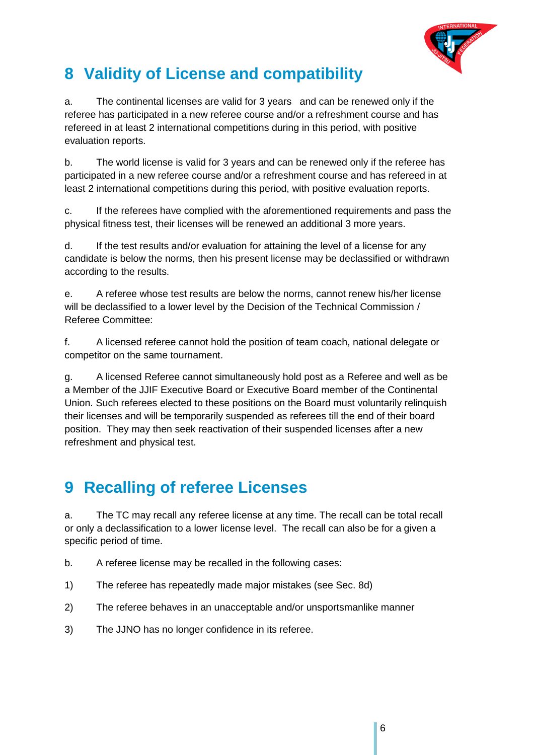# 8 Validity of License and compatibility

a. The continental licenses are valid for 3 years and can be renewed only if the referee has participated in a new referee course and/or a refreshment course and has refereed in at least 2 international competitions during in this period, with positive evaluation reports.

b. The world license is valid for 3 years and can be renewed only if the referee has participated in a new referee course and/or a refreshment course and has refereed in at least 2 international competitions during this period, with positive evaluation reports.

c. If the referees have complied with the aforementioned requirements and pass the physical fitness test, their licenses will be renewed an additional 3 more years.

d. If the test results and/or evaluation for attaining the level of a license for any candidate is below the norms, then his present license may be declassified or withdrawn according to the results.

e. A referee whose test results are below the norms, cannot renew his/her license will be declassified to a lower level by the Decision of the Technical Commission / Referee Committee:

f. A licensed referee cannot hold the position of team coach, national delegate or competitor on the same tournament.

g. A licensed Referee cannot simultaneously hold post as a Referee and well as be a Member of the JJIF Executive Board or Executive Board member of the Continental Union. Such referees elected to these positions on the Board must voluntarily relinquish their licenses and will be temporarily suspended as referees till the end of their board position. They may then seek reactivation of their suspended licenses after a new refreshment and physical test.

# 9 Recalling of referee Licenses

a. The TC may recall any referee license at any time. The recall can be total recall or only a declassification to a lower license level. The recall can also be for a given a specific period of time.

b. A referee license may be recalled in the following cases:

1) The referee has repeatedly made major mistakes (see Sec. 8d)

2) The referee behaves in an unacceptable and/or unsportsmanlike manner

3) The JJNO has no longer confidence in its referee.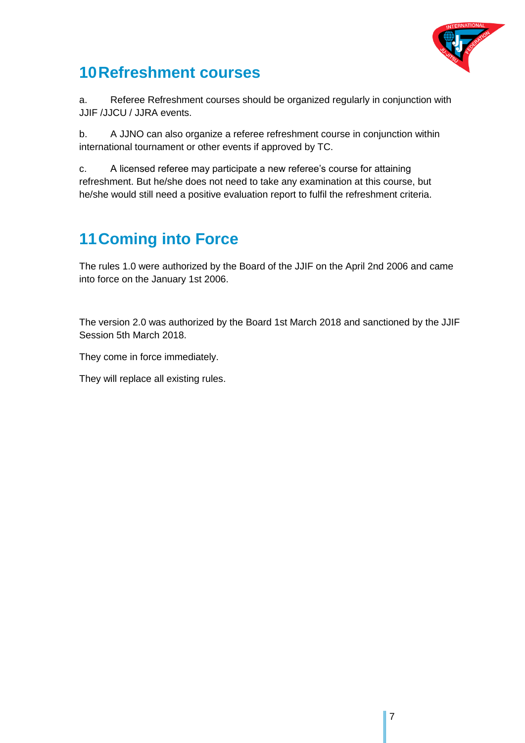# 10 Refreshment courses

a. Referee Refreshment courses should be organized regularly in conjunction with JJIF /JJCU / JJRA events.

b. A JJNO can also organize a referee refreshment course in conjunction within international tournament or other events if approved by TC.

c. A licensed referee may participate a new referee's course for attaining refreshment. But he/she does not need to take any examination at this course, but he/she would still need a positive evaluation report to fulfil the refreshment criteria.

# 11 Coming into Force

The rules 1.0 were authorized by the Board of the JJIF on the April 2nd 2006 and came into force on the January 1st 2006.

The version 2.0 was authorized by the Board 1st March 2018 and sanctioned by the JJIF Session 5th March 2018.

They come in force immediately.

They will replace all existing rules.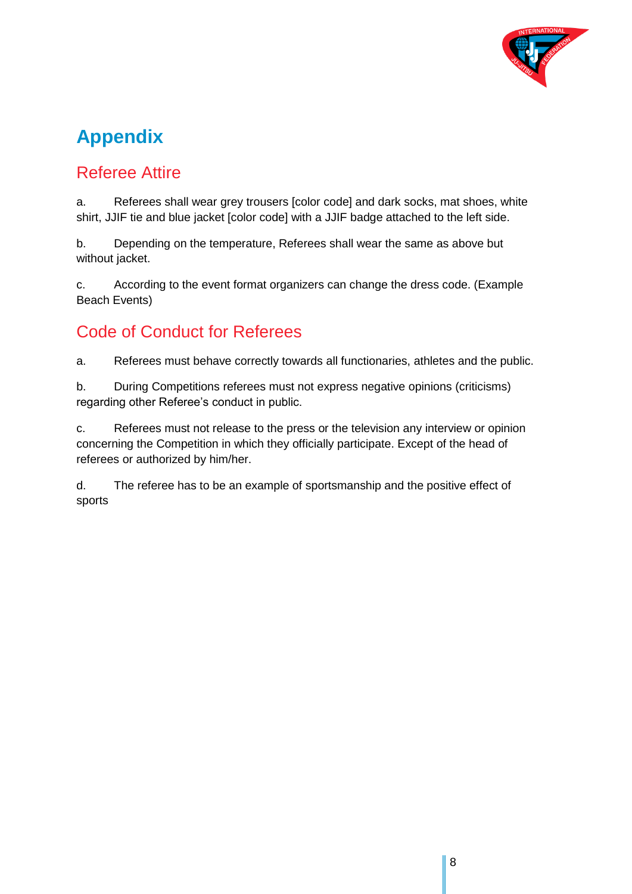# Appendix

## Referee Attire

a. Referees shall wear grey trousers [color code] and dark socks, mat shoes, white shirt, JJIF tie and blue jacket [color code] with a JJIF badge attached to the left side.

b. Depending on the temperature, Referees shall wear the same as above but without jacket.

c. According to the event format organizers can change the dress code. (Example Beach Events)

## Code of Conduct for Referees

a. Referees must behave correctly towards all functionaries, athletes and the public.

b. During Competitions referees must not express negative opinions (criticisms) regarding other Referee's conduct in public.

c. Referees must not release to the press or the television any interview or opinion concerning the Competition in which they officially participate. Except of the head of referees or authorized by him/her.

d. The referee has to be an example of sportsmanship and the positive effect of sports